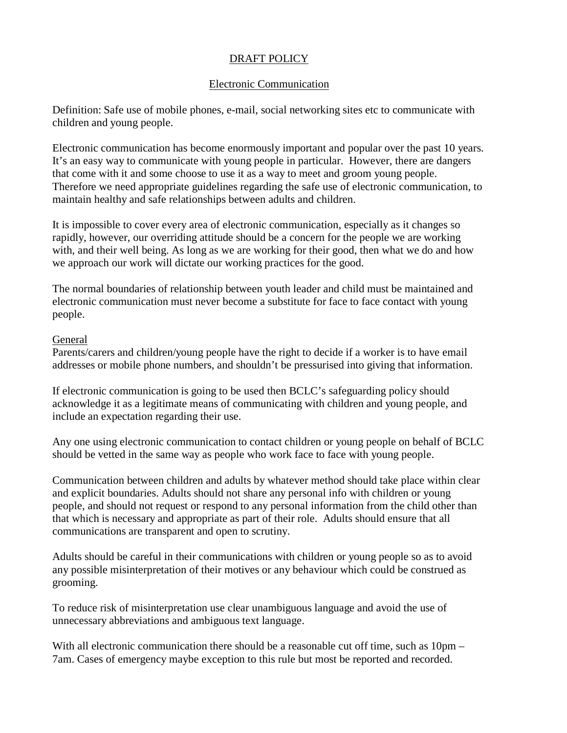# DRAFT POLICY

## Electronic Communication

Definition: Safe use of mobile phones, e-mail, social networking sites etc to communicate with children and young people.

Electronic communication has become enormously important and popular over the past 10 years. It's an easy way to communicate with young people in particular. However, there are dangers that come with it and some choose to use it as a way to meet and groom young people. Therefore we need appropriate guidelines regarding the safe use of electronic communication, to maintain healthy and safe relationships between adults and children.

It is impossible to cover every area of electronic communication, especially as it changes so rapidly, however, our overriding attitude should be a concern for the people we are working with, and their well being. As long as we are working for their good, then what we do and how we approach our work will dictate our working practices for the good.

The normal boundaries of relationship between youth leader and child must be maintained and electronic communication must never become a substitute for face to face contact with young people.

### General

Parents/carers and children/young people have the right to decide if a worker is to have email addresses or mobile phone numbers, and shouldn't be pressurised into giving that information.

If electronic communication is going to be used then BCLC's safeguarding policy should acknowledge it as a legitimate means of communicating with children and young people, and include an expectation regarding their use.

Any one using electronic communication to contact children or young people on behalf of BCLC should be vetted in the same way as people who work face to face with young people.

Communication between children and adults by whatever method should take place within clear and explicit boundaries. Adults should not share any personal info with children or young people, and should not request or respond to any personal information from the child other than that which is necessary and appropriate as part of their role. Adults should ensure that all communications are transparent and open to scrutiny.

Adults should be careful in their communications with children or young people so as to avoid any possible misinterpretation of their motives or any behaviour which could be construed as grooming.

To reduce risk of misinterpretation use clear unambiguous language and avoid the use of unnecessary abbreviations and ambiguous text language.

With all electronic communication there should be a reasonable cut off time, such as 10pm – 7am. Cases of emergency maybe exception to this rule but most be reported and recorded.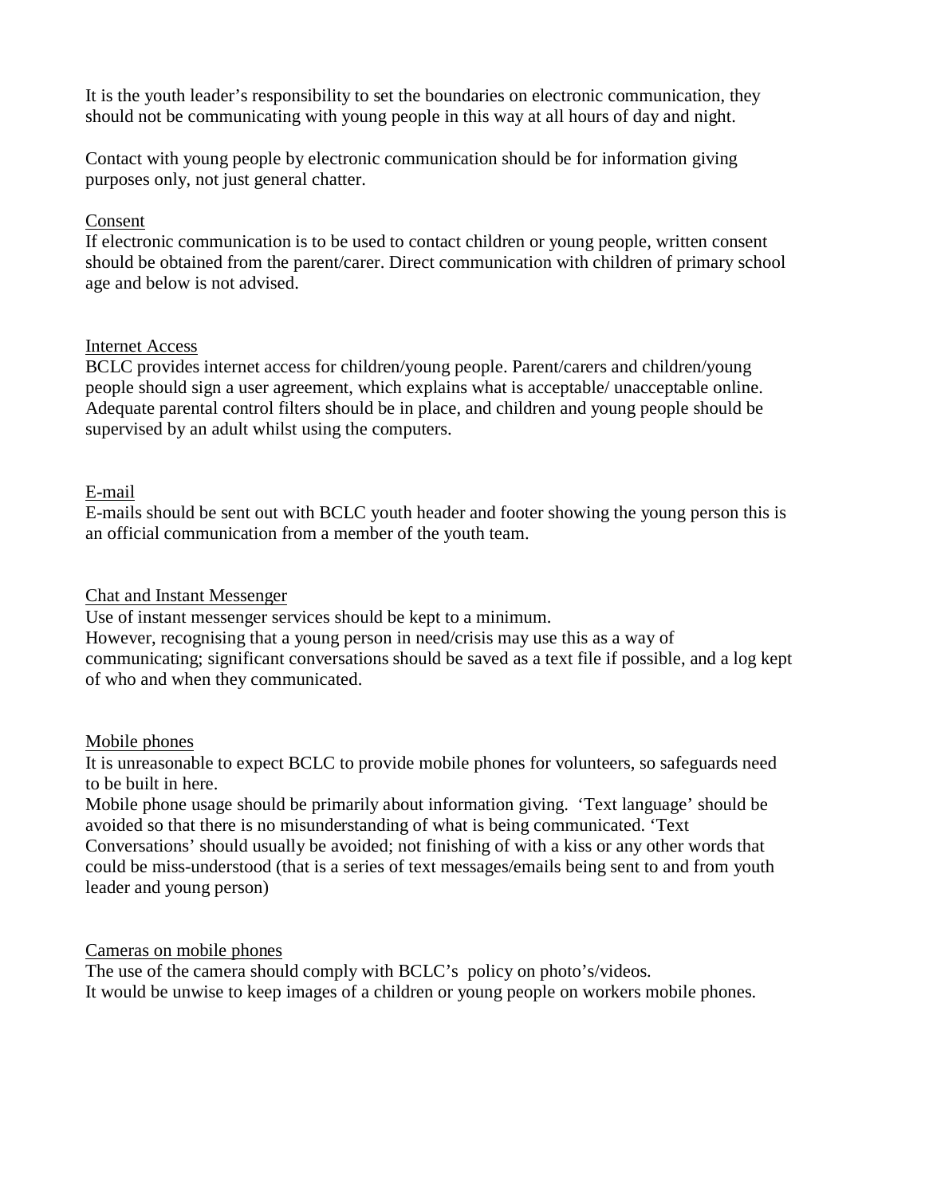It is the youth leader's responsibility to set the boundaries on electronic communication, they should not be communicating with young people in this way at all hours of day and night.

Contact with young people by electronic communication should be for information giving purposes only, not just general chatter.

<u>Consent</u>

If electronic communication is to be used to contact children or young people, written consent should be obtained from the parent/carer. Direct communication with children of primary school age and below is not advised.

<u>Internet Access</u>

BCLC provides internet access for children/young people. Parent/carers and children/young people should sign a user agreement, which explains what is acceptable/ unacceptable online. Adequate parental control filters should be in place, and children and young people should be supervised by an adult whilst using the computers.

<u>E-mail</u>

E-mails should be sent out with BCLC youth header and footer showing the young person this is an official communication from a member of the youth team.

<u>Chat and Instant Messenger</u>

Use of instant messenger services should be kept to a minimum.

However, recognising that a young person in need/crisis may use this as a way of communicating; significant conversations should be saved as a text file if possible, and a log kept of who and when they communicated.

<u>Mobile phones</u>

It is unreasonable to expect BCLC to provide mobile phones for volunteers, so safeguards need to be built in here.

Mobile phone usage should be primarily about information giving. 'Text language' should be avoided so that there is no misunderstanding of what is being communicated. 'Text Conversations' should usually be avoided; not finishing of with a kiss or any other words that could be miss-understood (that is a series of text messages/emails being sent to and from youth leader and young person)

<u>Cameras on mobile phones</u>

The use of the camera should comply with BCLC's policy on photo's/videos.

It would be unwise to keep images of a children or young people on workers mobile phones.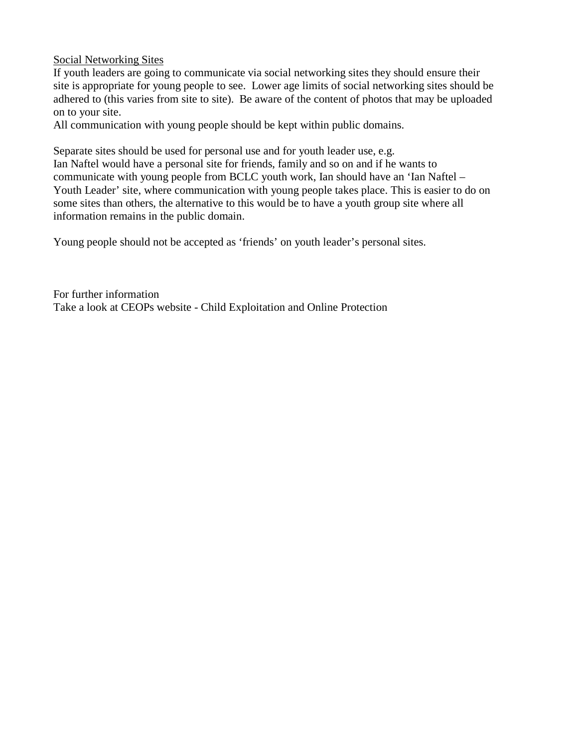<u>Social Networking Sites</u>

If youth leaders are going to communicate via social networking sites they should ensure their site is appropriate for young people to see. Lower age limits of social networking sites should be adhered to (this varies from site to site). Be aware of the content of photos that may be uploaded on to your site.

All communication with young people should be kept within public domains.

Separate sites should be used for personal use and for youth leader use, e.g.
Ian Naftel would have a personal site for friends, family and so on and if he wants to communicate with young people from BCLC youth work, Ian should have an 'Ian Naftel – Youth Leader' site, where communication with young people takes place. This is easier to do on some sites than others, the alternative to this would be to have a youth group site where all information remains in the public domain.

Young people should not be accepted as 'friends' on youth leader's personal sites.

For further information
Take a look at CEOPs website - Child Exploitation and Online Protection